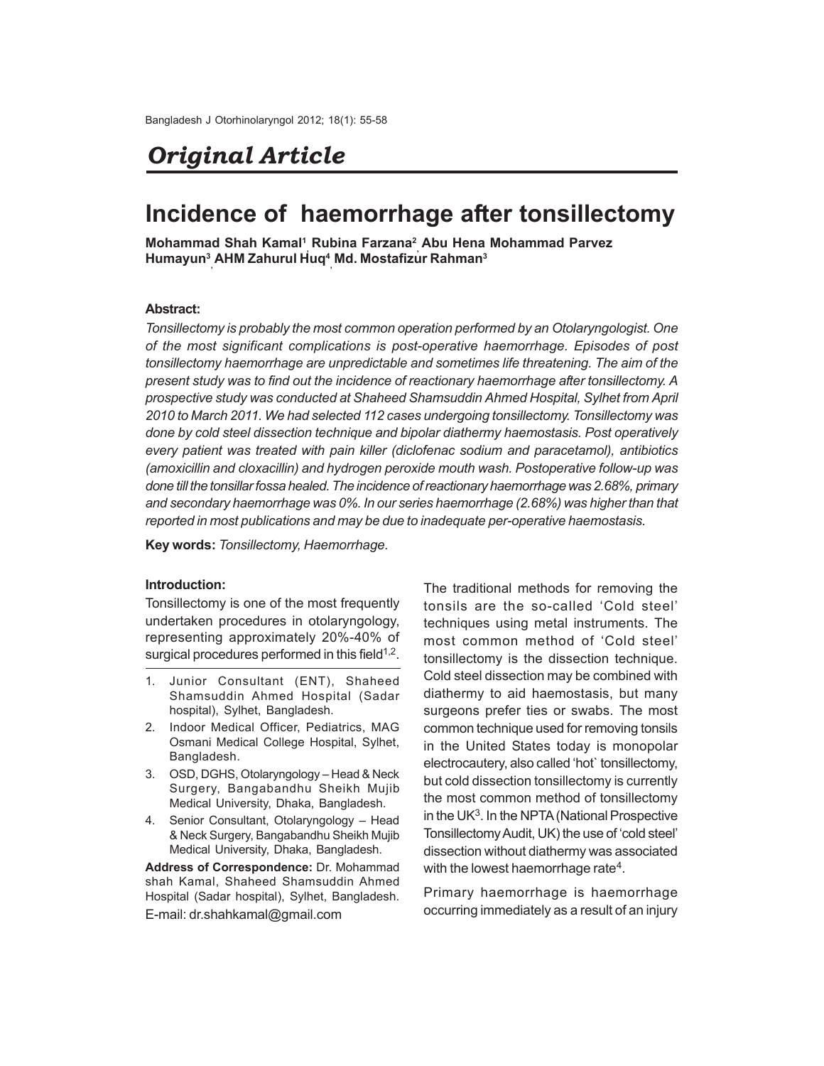*Original Article*

# Incidence of haemorrhage after tonsillectomy

**Mohammad Shah Kamal[1], Rubina Farzana[2], Abu Hena Mohammad Parvez Humayun[3], AHM Zahurul Huq[4], Md. Mostafizur Rahman[3]**

### Abstract:

*Tonsillectomy is probably the most common operation performed by an Otolaryngologist. One of the most significant complications is post-operative haemorrhage. Episodes of post tonsillectomy haemorrhage are unpredictable and sometimes life threatening. The aim of the present study was to find out the incidence of reactionary haemorrhage after tonsillectomy. A prospective study was conducted at Shaheed Shamsuddin Ahmed Hospital, Sylhet from April 2010 to March 2011. We had selected 112 cases undergoing tonsillectomy. Tonsillectomy was done by cold steel dissection technique and bipolar diathermy haemostasis. Post operatively every patient was treated with pain killer (diclofenac sodium and paracetamol), antibiotics (amoxicillin and cloxacillin) and hydrogen peroxide mouth wash. Postoperative follow-up was done till the tonsillar fossa healed. The incidence of reactionary haemorrhage was 2.68%, primary and secondary haemorrhage was 0%. In our series haemorrhage (2.68%) was higher than that reported in most publications and may be due to inadequate per-operative haemostasis.*

**Key words:** *Tonsillectomy, Haemorrhage.*

### Introduction:

Tonsillectomy is one of the most frequently undertaken procedures in otolaryngology, representing approximately 20%-40% of surgical procedures performed in this field[1,2].

1. Junior Consultant (ENT), Shaheed Shamsuddin Ahmed Hospital (Sadar hospital), Sylhet, Bangladesh.
2. Indoor Medical Officer, Pediatrics, MAG Osmani Medical College Hospital, Sylhet, Bangladesh.
3. OSD, DGHS, Otolaryngology – Head & Neck Surgery, Bangabandhu Sheikh Mujib Medical University, Dhaka, Bangladesh.
4. Senior Consultant, Otolaryngology – Head & Neck Surgery, Bangabandhu Sheikh Mujib Medical University, Dhaka, Bangladesh.

**Address of Correspondence:** Dr. Mohammad shah Kamal, Shaheed Shamsuddin Ahmed Hospital (Sadar hospital), Sylhet, Bangladesh. E-mail: dr.shahkamal@gmail.com

The traditional methods for removing the tonsils are the so-called 'Cold steel' techniques using metal instruments. The most common method of 'Cold steel' tonsillectomy is the dissection technique. Cold steel dissection may be combined with diathermy to aid haemostasis, but many surgeons prefer ties or swabs. The most common technique used for removing tonsils in the United States today is monopolar electrocautery, also called 'hot` tonsillectomy, but cold dissection tonsillectomy is currently the most common method of tonsillectomy in the UK[3]. In the NPTA (National Prospective Tonsillectomy Audit, UK) the use of 'cold steel' dissection without diathermy was associated with the lowest haemorrhage rate[4].

Primary haemorrhage is haemorrhage occurring immediately as a result of an injury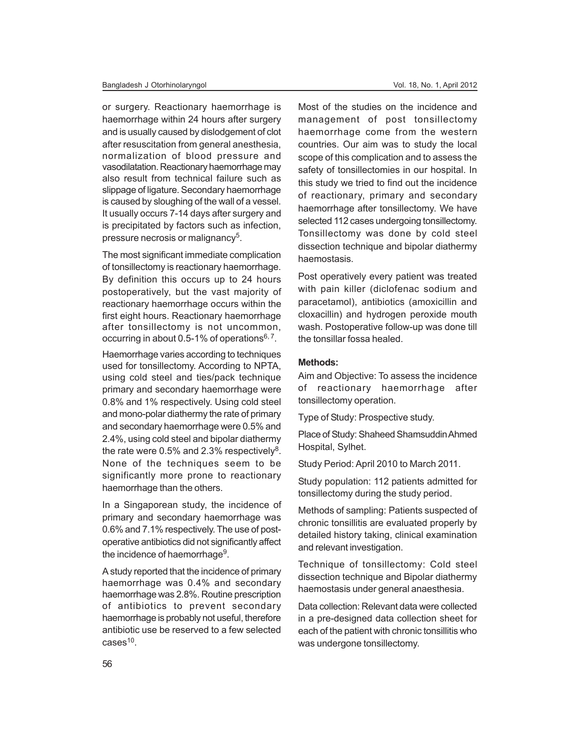or surgery. Reactionary haemorrhage is haemorrhage within 24 hours after surgery and is usually caused by dislodgement of clot after resuscitation from general anesthesia, normalization of blood pressure and vasodilatation. Reactionary haemorrhage may also result from technical failure such as slippage of ligature. Secondary haemorrhage is caused by sloughing of the wall of a vessel. It usually occurs 7-14 days after surgery and is precipitated by factors such as infection, pressure necrosis or malignancy[5].

The most significant immediate complication of tonsillectomy is reactionary haemorrhage. By definition this occurs up to 24 hours postoperatively, but the vast majority of reactionary haemorrhage occurs within the first eight hours. Reactionary haemorrhage after tonsillectomy is not uncommon, occurring in about 0.5-1% of operations[6, 7].

Haemorrhage varies according to techniques used for tonsillectomy. According to NPTA, using cold steel and ties/pack technique primary and secondary haemorrhage were 0.8% and 1% respectively. Using cold steel and mono-polar diathermy the rate of primary and secondary haemorrhage were 0.5% and 2.4%, using cold steel and bipolar diathermy the rate were 0.5% and 2.3% respectively[8]. None of the techniques seem to be significantly more prone to reactionary haemorrhage than the others.

In a Singaporean study, the incidence of primary and secondary haemorrhage was 0.6% and 7.1% respectively. The use of post-operative antibiotics did not significantly affect the incidence of haemorrhage[9].

A study reported that the incidence of primary haemorrhage was 0.4% and secondary haemorrhage was 2.8%. Routine prescription of antibiotics to prevent secondary haemorrhage is probably not useful, therefore antibiotic use be reserved to a few selected cases[10].

Most of the studies on the incidence and management of post tonsillectomy haemorrhage come from the western countries. Our aim was to study the local scope of this complication and to assess the safety of tonsillectomies in our hospital. In this study we tried to find out the incidence of reactionary, primary and secondary haemorrhage after tonsillectomy. We have selected 112 cases undergoing tonsillectomy. Tonsillectomy was done by cold steel dissection technique and bipolar diathermy haemostasis.

Post operatively every patient was treated with pain killer (diclofenac sodium and paracetamol), antibiotics (amoxicillin and cloxacillin) and hydrogen peroxide mouth wash. Postoperative follow-up was done till the tonsillar fossa healed.

### Methods:

Aim and Objective: To assess the incidence of reactionary haemorrhage after tonsillectomy operation.

Type of Study: Prospective study.

Place of Study: Shaheed Shamsuddin Ahmed Hospital, Sylhet.

Study Period: April 2010 to March 2011.

Study population: 112 patients admitted for tonsillectomy during the study period.

Methods of sampling: Patients suspected of chronic tonsillitis are evaluated properly by detailed history taking, clinical examination and relevant investigation.

Technique of tonsillectomy: Cold steel dissection technique and Bipolar diathermy haemostasis under general anaesthesia.

Data collection: Relevant data were collected in a pre-designed data collection sheet for each of the patient with chronic tonsillitis who was undergone tonsillectomy.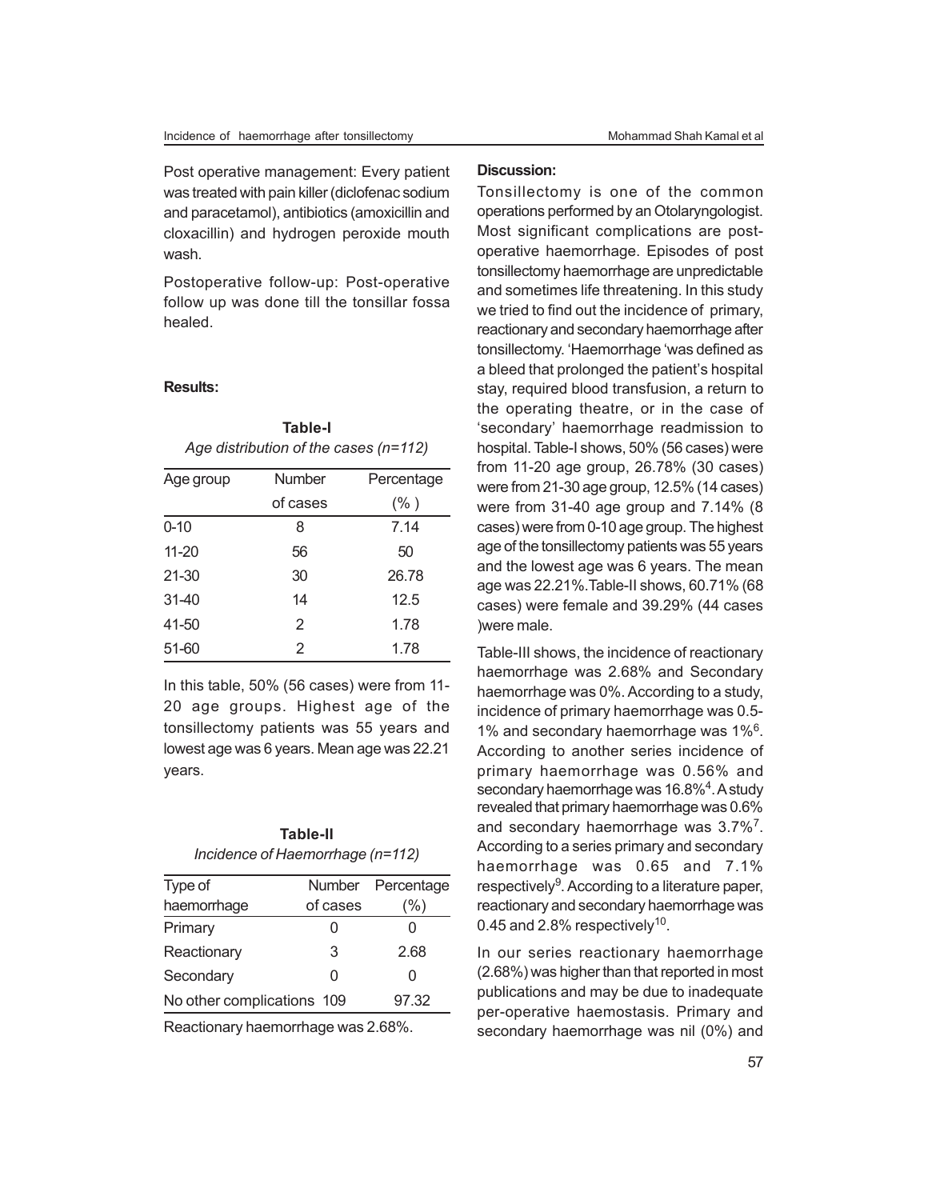Post operative management: Every patient was treated with pain killer (diclofenac sodium and paracetamol), antibiotics (amoxicillin and cloxacillin) and hydrogen peroxide mouth wash.

Postoperative follow-up: Post-operative follow up was done till the tonsillar fossa healed.

**Results:**

**Table-I**

*Age distribution of the cases (n=112)*

| Age group | Number of cases | Percentage (% ) |
|---|---|---|
| 0-10 | 8 | 7.14 |
| 11-20 | 56 | 50 |
| 21-30 | 30 | 26.78 |
| 31-40 | 14 | 12.5 |
| 41-50 | 2 | 1.78 |
| 51-60 | 2 | 1.78 |

In this table, 50% (56 cases) were from 11-20 age groups. Highest age of the tonsillectomy patients was 55 years and lowest age was 6 years. Mean age was 22.21 years.

**Table-II**

*Incidence of Haemorrhage (n=112)*

| Type of haemorrhage | Number of cases | Percentage (%) |
|---|---|---|
| Primary | 0 | 0 |
| Reactionary | 3 | 2.68 |
| Secondary | 0 | 0 |
| No other complications | 109 | 97.32 |

Reactionary haemorrhage was 2.68%.

**Discussion:**

Tonsillectomy is one of the common operations performed by an Otolaryngologist. Most significant complications are post-operative haemorrhage. Episodes of post tonsillectomy haemorrhage are unpredictable and sometimes life threatening. In this study we tried to find out the incidence of primary, reactionary and secondary haemorrhage after tonsillectomy. 'Haemorrhage 'was defined as a bleed that prolonged the patient's hospital stay, required blood transfusion, a return to the operating theatre, or in the case of 'secondary' haemorrhage readmission to hospital. Table-I shows, 50% (56 cases) were from 11-20 age group, 26.78% (30 cases) were from 21-30 age group, 12.5% (14 cases) were from 31-40 age group and 7.14% (8 cases) were from 0-10 age group. The highest age of the tonsillectomy patients was 55 years and the lowest age was 6 years. The mean age was 22.21%.Table-II shows, 60.71% (68 cases) were female and 39.29% (44 cases )were male.

Table-III shows, the incidence of reactionary haemorrhage was 2.68% and Secondary haemorrhage was 0%. According to a study, incidence of primary haemorrhage was 0.5-1% and secondary haemorrhage was 1%[6]. According to another series incidence of primary haemorrhage was 0.56% and secondary haemorrhage was 16.8%[4]. A study revealed that primary haemorrhage was 0.6% and secondary haemorrhage was 3.7%[7]. According to a series primary and secondary haemorrhage was 0.65 and 7.1% respectively[9]. According to a literature paper, reactionary and secondary haemorrhage was 0.45 and 2.8% respectively[10].

In our series reactionary haemorrhage (2.68%) was higher than that reported in most publications and may be due to inadequate per-operative haemostasis. Primary and secondary haemorrhage was nil (0%) and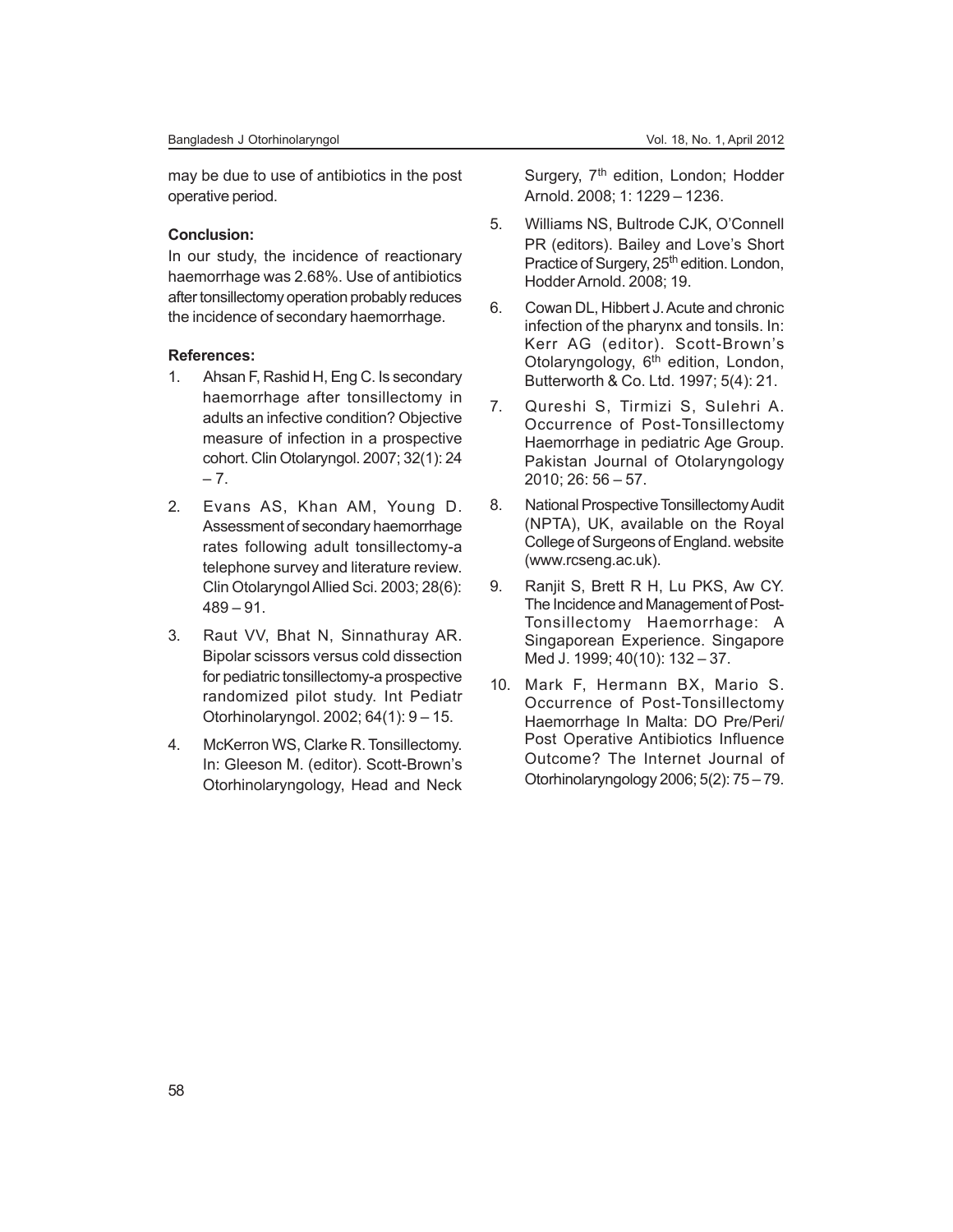may be due to use of antibiotics in the post operative period.

**Conclusion:**

In our study, the incidence of reactionary haemorrhage was 2.68%. Use of antibiotics after tonsillectomy operation probably reduces the incidence of secondary haemorrhage.

**References:**

1. Ahsan F, Rashid H, Eng C. Is secondary haemorrhage after tonsillectomy in adults an infective condition? Objective measure of infection in a prospective cohort. Clin Otolaryngol. 2007; 32(1): 24 – 7.
2. Evans AS, Khan AM, Young D. Assessment of secondary haemorrhage rates following adult tonsillectomy-a telephone survey and literature review. Clin Otolaryngol Allied Sci. 2003; 28(6): 489 – 91.
3. Raut VV, Bhat N, Sinnathuray AR. Bipolar scissors versus cold dissection for pediatric tonsillectomy-a prospective randomized pilot study. Int Pediatr Otorhinolaryngol. 2002; 64(1): 9 – 15.
4. McKerron WS, Clarke R. Tonsillectomy. In: Gleeson M. (editor). Scott-Brown's Otorhinolaryngology, Head and Neck Surgery, 7th edition, London; Hodder Arnold. 2008; 1: 1229 – 1236.
5. Williams NS, Bultrode CJK, O'Connell PR (editors). Bailey and Love's Short Practice of Surgery, 25th edition. London, Hodder Arnold. 2008; 19.
6. Cowan DL, Hibbert J. Acute and chronic infection of the pharynx and tonsils. In: Kerr AG (editor). Scott-Brown's Otolaryngology, 6th edition, London, Butterworth & Co. Ltd. 1997; 5(4): 21.
7. Qureshi S, Tirmizi S, Sulehri A. Occurrence of Post-Tonsillectomy Haemorrhage in pediatric Age Group. Pakistan Journal of Otolaryngology 2010; 26: 56 – 57.
8. National Prospective Tonsillectomy Audit (NPTA), UK, available on the Royal College of Surgeons of England. website (www.rcseng.ac.uk).
9. Ranjit S, Brett R H, Lu PKS, Aw CY. The Incidence and Management of Post-Tonsillectomy Haemorrhage: A Singaporean Experience. Singapore Med J. 1999; 40(10): 132 – 37.
10. Mark F, Hermann BX, Mario S. Occurrence of Post-Tonsillectomy Haemorrhage In Malta: DO Pre/Peri/ Post Operative Antibiotics Influence Outcome? The Internet Journal of Otorhinolaryngology 2006; 5(2): 75 – 79.